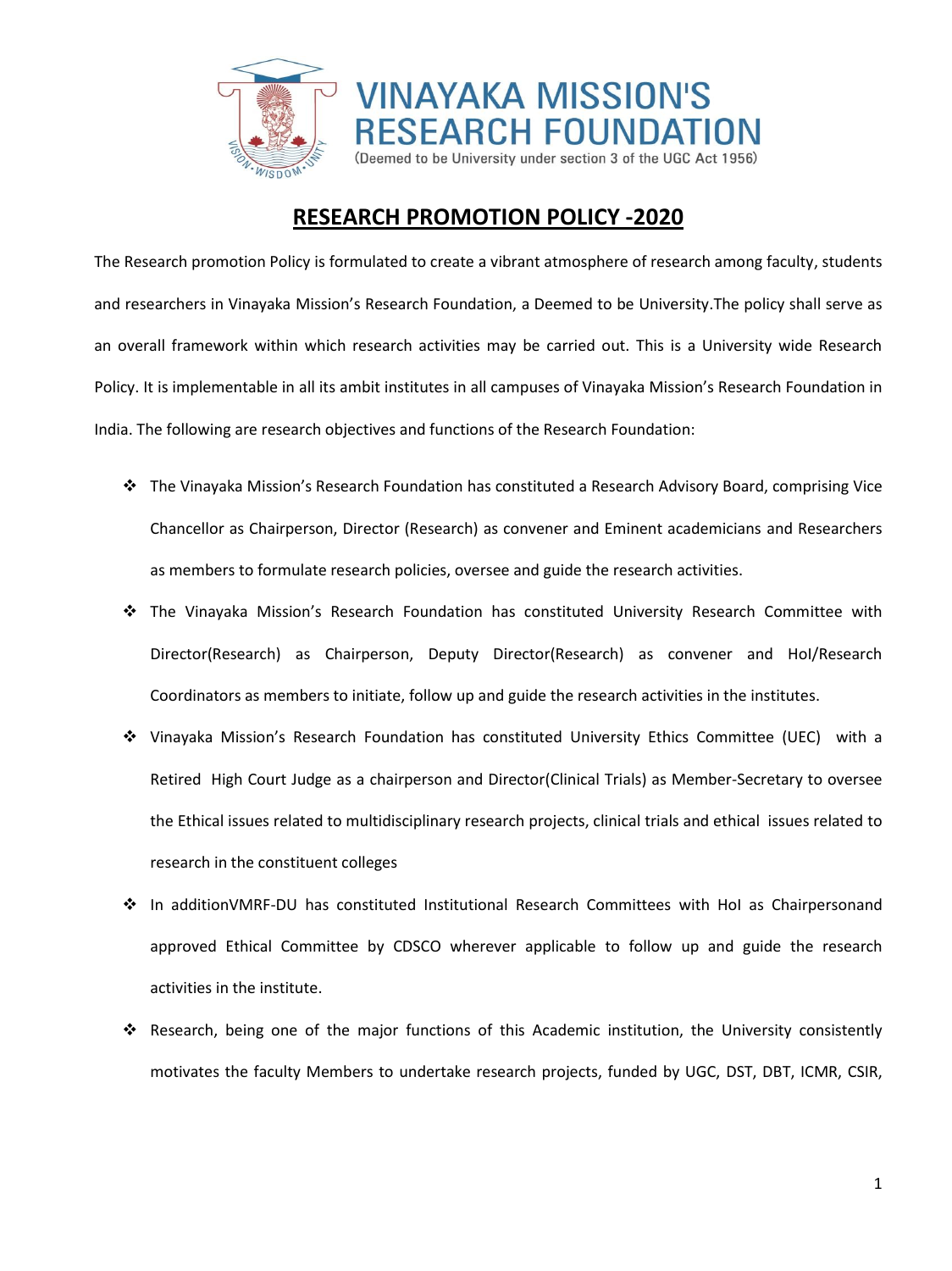# VINAYAKA MISSION'S RESEARCH FOUNDATION

(Deemed to be University under section 3 of the UGC Act 1956)

## RESEARCH PROMOTION POLICY -2020

The Research promotion Policy is formulated to create a vibrant atmosphere of research among faculty, students and researchers in Vinayaka Mission's Research Foundation, a Deemed to be University.The policy shall serve as an overall framework within which research activities may be carried out. This is a University wide Research Policy. It is implementable in all its ambit institutes in all campuses of Vinayaka Mission's Research Foundation in India. The following are research objectives and functions of the Research Foundation:

- The Vinayaka Mission's Research Foundation has constituted a Research Advisory Board, comprising Vice Chancellor as Chairperson, Director (Research) as convener and Eminent academicians and Researchers as members to formulate research policies, oversee and guide the research activities.
- The Vinayaka Mission's Research Foundation has constituted University Research Committee with Director(Research) as Chairperson, Deputy Director(Research) as convener and HoI/Research Coordinators as members to initiate, follow up and guide the research activities in the institutes.
- Vinayaka Mission's Research Foundation has constituted University Ethics Committee (UEC) with a Retired High Court Judge as a chairperson and Director(Clinical Trials) as Member-Secretary to oversee the Ethical issues related to multidisciplinary research projects, clinical trials and ethical issues related to research in the constituent colleges
- In additionVMRF-DU has constituted Institutional Research Committees with HoI as Chairpersonand approved Ethical Committee by CDSCO wherever applicable to follow up and guide the research activities in the institute.
- Research, being one of the major functions of this Academic institution, the University consistently motivates the faculty Members to undertake research projects, funded by UGC, DST, DBT, ICMR, CSIR,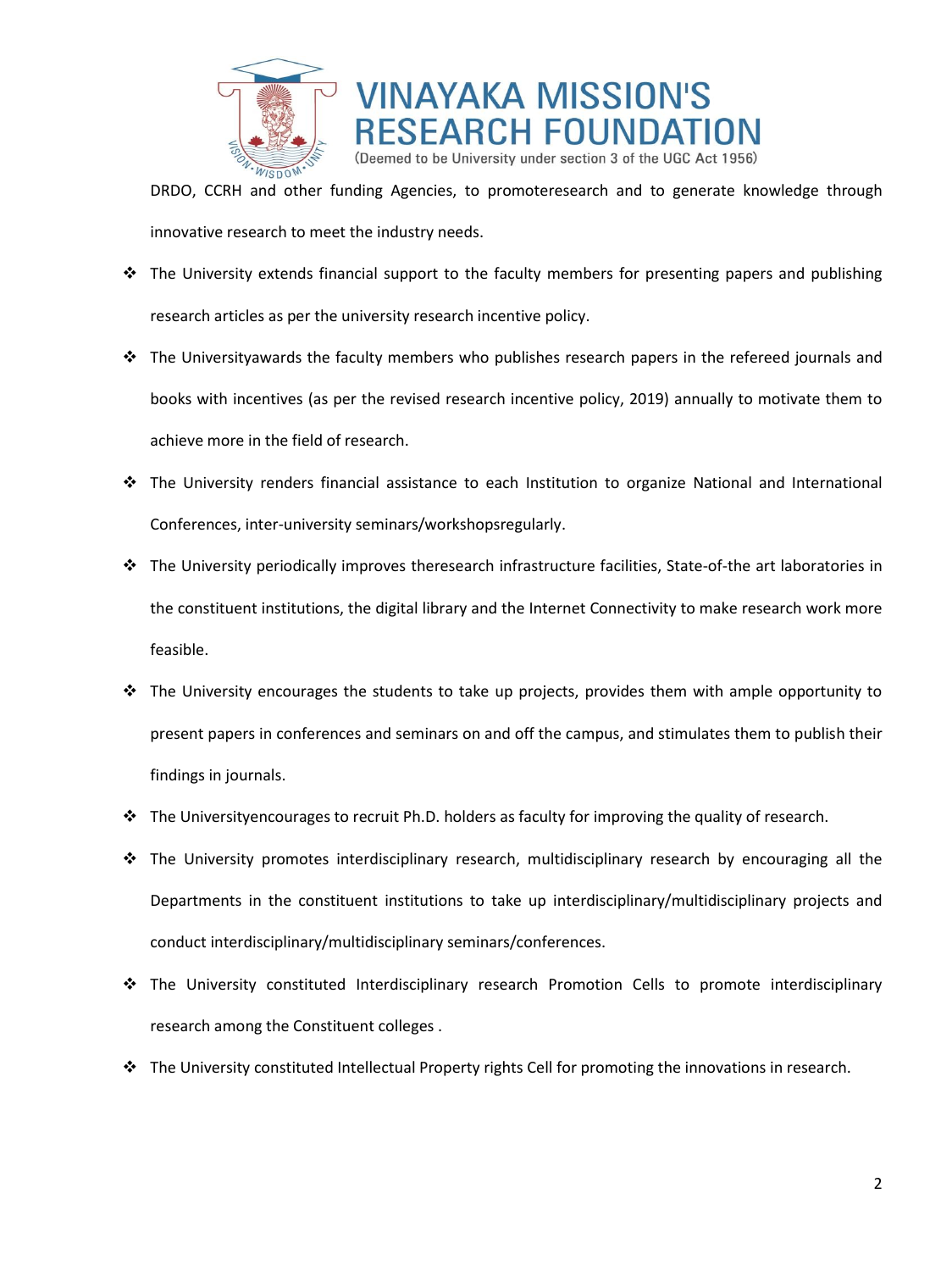DRDO, CCRH and other funding Agencies, to promoteresearch and to generate knowledge through innovative research to meet the industry needs.

- The University extends financial support to the faculty members for presenting papers and publishing research articles as per the university research incentive policy.
- The Universityawards the faculty members who publishes research papers in the refereed journals and books with incentives (as per the revised research incentive policy, 2019) annually to motivate them to achieve more in the field of research.
- The University renders financial assistance to each Institution to organize National and International Conferences, inter-university seminars/workshopsregularly.
- The University periodically improves theresearch infrastructure facilities, State-of-the art laboratories in the constituent institutions, the digital library and the Internet Connectivity to make research work more feasible.
- The University encourages the students to take up projects, provides them with ample opportunity to present papers in conferences and seminars on and off the campus, and stimulates them to publish their findings in journals.
- The Universityencourages to recruit Ph.D. holders as faculty for improving the quality of research.
- The University promotes interdisciplinary research, multidisciplinary research by encouraging all the Departments in the constituent institutions to take up interdisciplinary/multidisciplinary projects and conduct interdisciplinary/multidisciplinary seminars/conferences.
- The University constituted Interdisciplinary research Promotion Cells to promote interdisciplinary research among the Constituent colleges .
- The University constituted Intellectual Property rights Cell for promoting the innovations in research.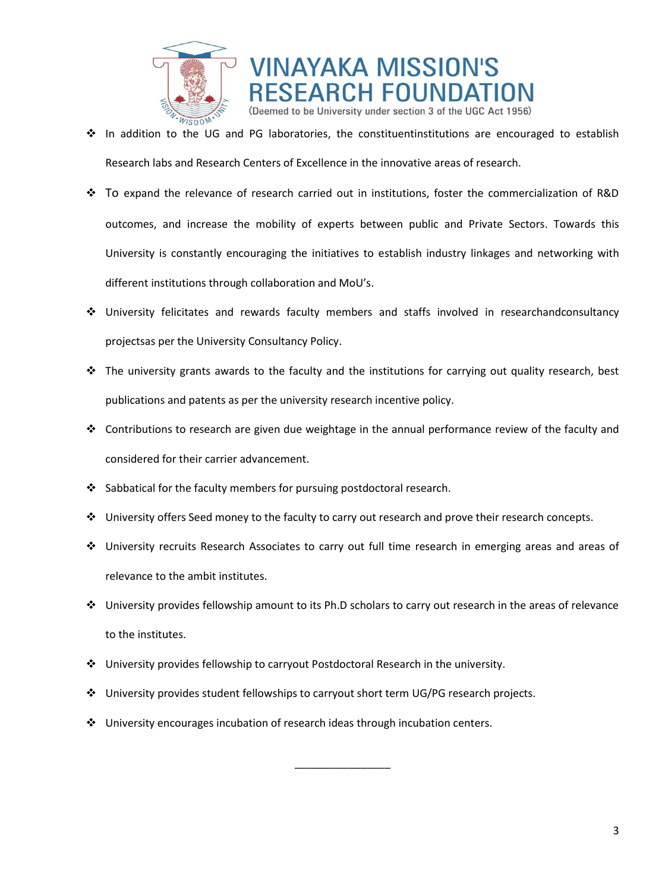- In addition to the UG and PG laboratories, the constituentinstitutions are encouraged to establish Research labs and Research Centers of Excellence in the innovative areas of research.
- To expand the relevance of research carried out in institutions, foster the commercialization of R&D outcomes, and increase the mobility of experts between public and Private Sectors. Towards this University is constantly encouraging the initiatives to establish industry linkages and networking with different institutions through collaboration and MoU's.
- University felicitates and rewards faculty members and staffs involved in researchandconsultancy projectsas per the University Consultancy Policy.
- The university grants awards to the faculty and the institutions for carrying out quality research, best publications and patents as per the university research incentive policy.
- Contributions to research are given due weightage in the annual performance review of the faculty and considered for their carrier advancement.
- Sabbatical for the faculty members for pursuing postdoctoral research.
- University offers Seed money to the faculty to carry out research and prove their research concepts.
- University recruits Research Associates to carry out full time research in emerging areas and areas of relevance to the ambit institutes.
- University provides fellowship amount to its Ph.D scholars to carry out research in the areas of relevance to the institutes.
- University provides fellowship to carryout Postdoctoral Research in the university.
- University provides student fellowships to carryout short term UG/PG research projects.
- University encourages incubation of research ideas through incubation centers.

_______________